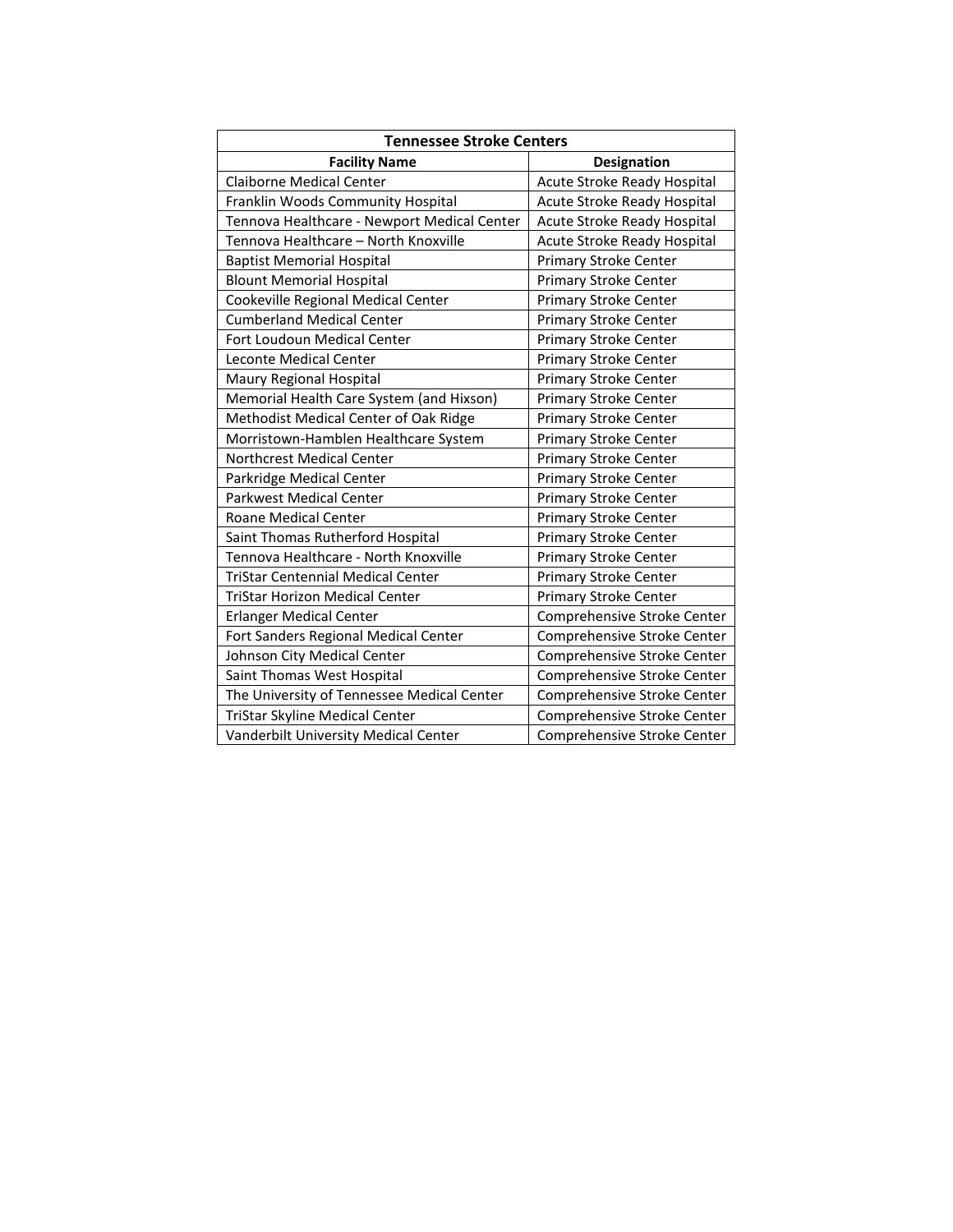| Tennessee Stroke Centers | |
|---|---|
| **Facility Name** | **Designation** |
| Claiborne Medical Center | Acute Stroke Ready Hospital |
| Franklin Woods Community Hospital | Acute Stroke Ready Hospital |
| Tennova Healthcare - Newport Medical Center | Acute Stroke Ready Hospital |
| Tennova Healthcare – North Knoxville | Acute Stroke Ready Hospital |
| Baptist Memorial Hospital | Primary Stroke Center |
| Blount Memorial Hospital | Primary Stroke Center |
| Cookeville Regional Medical Center | Primary Stroke Center |
| Cumberland Medical Center | Primary Stroke Center |
| Fort Loudoun Medical Center | Primary Stroke Center |
| Leconte Medical Center | Primary Stroke Center |
| Maury Regional Hospital | Primary Stroke Center |
| Memorial Health Care System (and Hixson) | Primary Stroke Center |
| Methodist Medical Center of Oak Ridge | Primary Stroke Center |
| Morristown-Hamblen Healthcare System | Primary Stroke Center |
| Northcrest Medical Center | Primary Stroke Center |
| Parkridge Medical Center | Primary Stroke Center |
| Parkwest Medical Center | Primary Stroke Center |
| Roane Medical Center | Primary Stroke Center |
| Saint Thomas Rutherford Hospital | Primary Stroke Center |
| Tennova Healthcare - North Knoxville | Primary Stroke Center |
| TriStar Centennial Medical Center | Primary Stroke Center |
| TriStar Horizon Medical Center | Primary Stroke Center |
| Erlanger Medical Center | Comprehensive Stroke Center |
| Fort Sanders Regional Medical Center | Comprehensive Stroke Center |
| Johnson City Medical Center | Comprehensive Stroke Center |
| Saint Thomas West Hospital | Comprehensive Stroke Center |
| The University of Tennessee Medical Center | Comprehensive Stroke Center |
| TriStar Skyline Medical Center | Comprehensive Stroke Center |
| Vanderbilt University Medical Center | Comprehensive Stroke Center |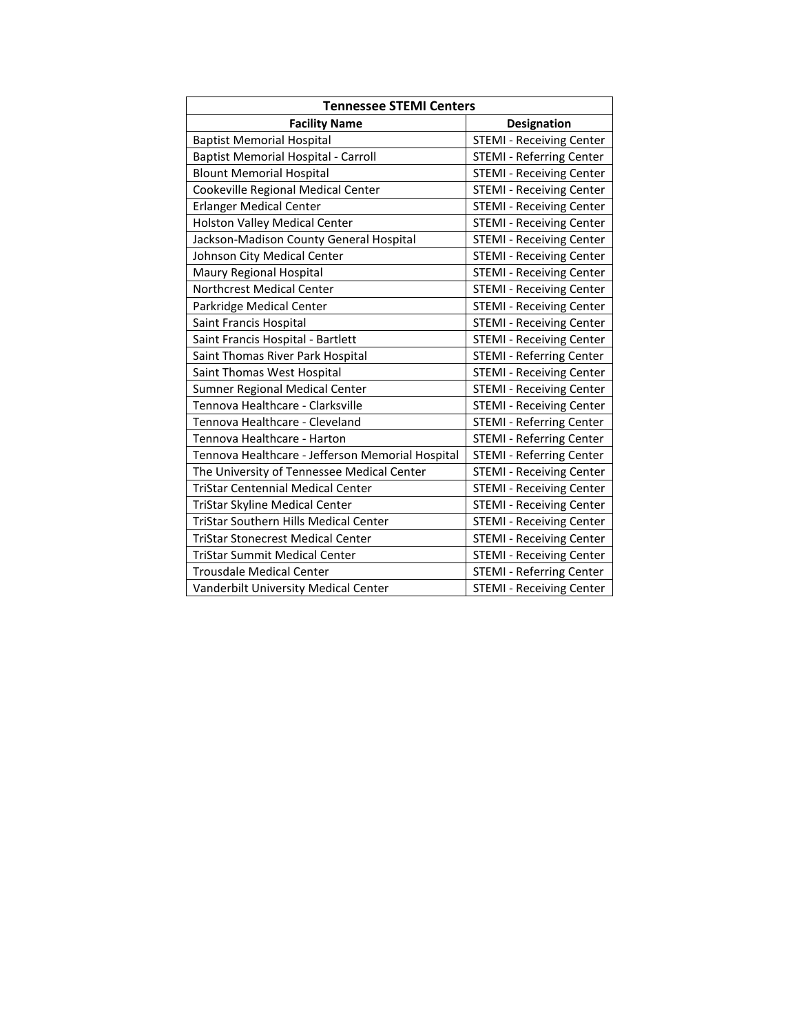| Tennessee STEMI Centers | |
|---|---|
| **Facility Name** | **Designation** |
| Baptist Memorial Hospital | STEMI - Receiving Center |
| Baptist Memorial Hospital - Carroll | STEMI - Referring Center |
| Blount Memorial Hospital | STEMI - Receiving Center |
| Cookeville Regional Medical Center | STEMI - Receiving Center |
| Erlanger Medical Center | STEMI - Receiving Center |
| Holston Valley Medical Center | STEMI - Receiving Center |
| Jackson-Madison County General Hospital | STEMI - Receiving Center |
| Johnson City Medical Center | STEMI - Receiving Center |
| Maury Regional Hospital | STEMI - Receiving Center |
| Northcrest Medical Center | STEMI - Receiving Center |
| Parkridge Medical Center | STEMI - Receiving Center |
| Saint Francis Hospital | STEMI - Receiving Center |
| Saint Francis Hospital - Bartlett | STEMI - Receiving Center |
| Saint Thomas River Park Hospital | STEMI - Referring Center |
| Saint Thomas West Hospital | STEMI - Receiving Center |
| Sumner Regional Medical Center | STEMI - Receiving Center |
| Tennova Healthcare - Clarksville | STEMI - Receiving Center |
| Tennova Healthcare - Cleveland | STEMI - Referring Center |
| Tennova Healthcare - Harton | STEMI - Referring Center |
| Tennova Healthcare - Jefferson Memorial Hospital | STEMI - Referring Center |
| The University of Tennessee Medical Center | STEMI - Receiving Center |
| TriStar Centennial Medical Center | STEMI - Receiving Center |
| TriStar Skyline Medical Center | STEMI - Receiving Center |
| TriStar Southern Hills Medical Center | STEMI - Receiving Center |
| TriStar Stonecrest Medical Center | STEMI - Receiving Center |
| TriStar Summit Medical Center | STEMI - Receiving Center |
| Trousdale Medical Center | STEMI - Referring Center |
| Vanderbilt University Medical Center | STEMI - Receiving Center |